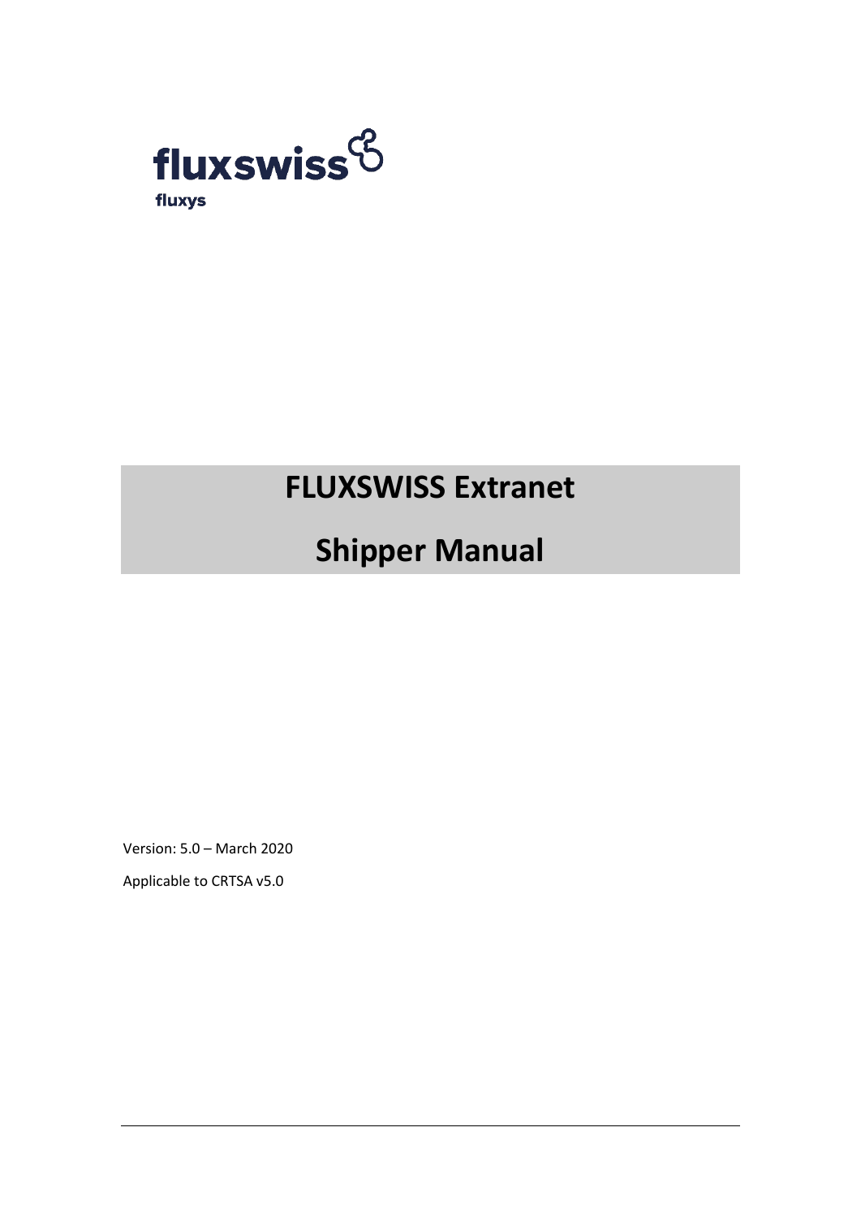fluxswiss

fluxys

# FLUXSWISS Extranet

# Shipper Manual

Version: 5.0 – March 2020

Applicable to CRTSA v5.0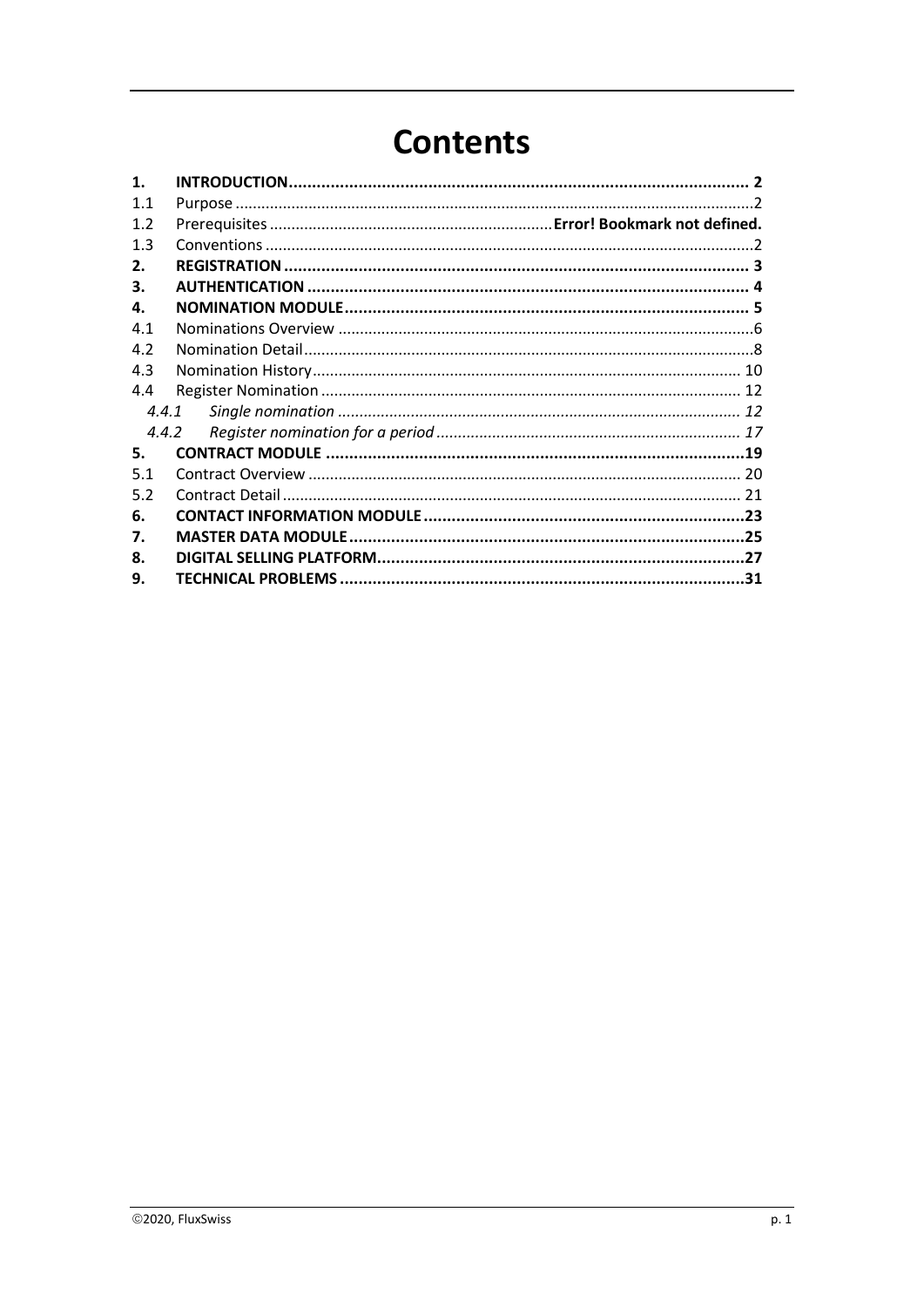# Contents

| | | |
|---|---|---|
| **1.** | **INTRODUCTION** | **2** |
| 1.1 | Purpose | 2 |
| 1.2 | Prerequisites | **Error! Bookmark not defined.** |
| 1.3 | Conventions | 2 |
| **2.** | **REGISTRATION** | **3** |
| **3.** | **AUTHENTICATION** | **4** |
| **4.** | **NOMINATION MODULE** | **5** |
| 4.1 | Nominations Overview | 6 |
| 4.2 | Nomination Detail | 8 |
| 4.3 | Nomination History | 10 |
| 4.4 | Register Nomination | 12 |
| *4.4.1* | *Single nomination* | *12* |
| *4.4.2* | *Register nomination for a period* | *17* |
| **5.** | **CONTRACT MODULE** | **19** |
| 5.1 | Contract Overview | 20 |
| 5.2 | Contract Detail | 21 |
| **6.** | **CONTACT INFORMATION MODULE** | **23** |
| **7.** | **MASTER DATA MODULE** | **25** |
| **8.** | **DIGITAL SELLING PLATFORM** | **27** |
| **9.** | **TECHNICAL PROBLEMS** | **31** |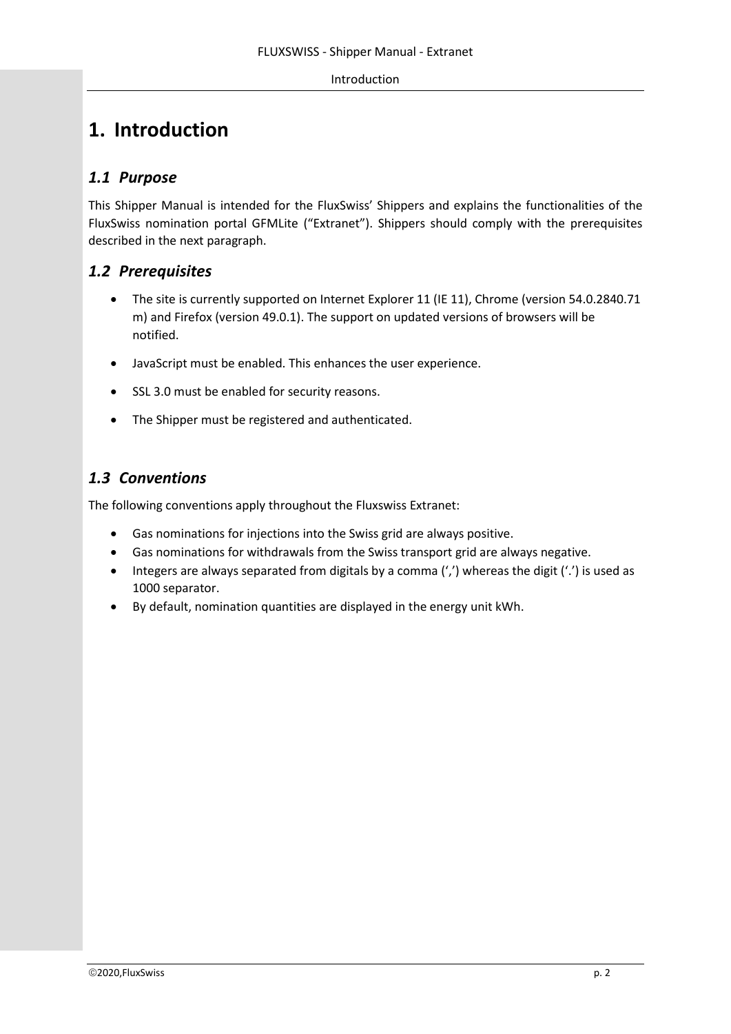# 1. Introduction

## *1.1 Purpose*

This Shipper Manual is intended for the FluxSwiss' Shippers and explains the functionalities of the FluxSwiss nomination portal GFMLite ("Extranet"). Shippers should comply with the prerequisites described in the next paragraph.

## *1.2 Prerequisites*

- The site is currently supported on Internet Explorer 11 (IE 11), Chrome (version 54.0.2840.71 m) and Firefox (version 49.0.1). The support on updated versions of browsers will be notified.
- JavaScript must be enabled. This enhances the user experience.
- SSL 3.0 must be enabled for security reasons.
- The Shipper must be registered and authenticated.

## *1.3 Conventions*

The following conventions apply throughout the Fluxswiss Extranet:

- Gas nominations for injections into the Swiss grid are always positive.
- Gas nominations for withdrawals from the Swiss transport grid are always negative.
- Integers are always separated from digitals by a comma (',') whereas the digit ('.') is used as 1000 separator.
- By default, nomination quantities are displayed in the energy unit kWh.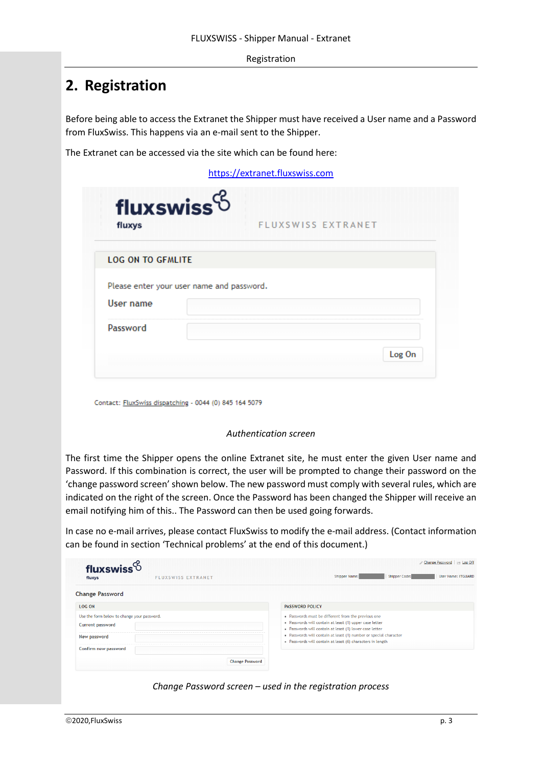# 2. Registration

Before being able to access the Extranet the Shipper must have received a User name and a Password from FluxSwiss. This happens via an e-mail sent to the Shipper.

The Extranet can be accessed via the site which can be found here:

https://extranet.fluxswiss.com

*Authentication screen*

The first time the Shipper opens the online Extranet site, he must enter the given User name and Password. If this combination is correct, the user will be prompted to change their password on the 'change password screen' shown below. The new password must comply with several rules, which are indicated on the right of the screen. Once the Password has been changed the Shipper will receive an email notifying him of this.. The Password can then be used going forwards.

In case no e-mail arrives, please contact FluxSwiss to modify the e-mail address. (Contact information can be found in section 'Technical problems' at the end of this document.)

*Change Password screen – used in the registration process*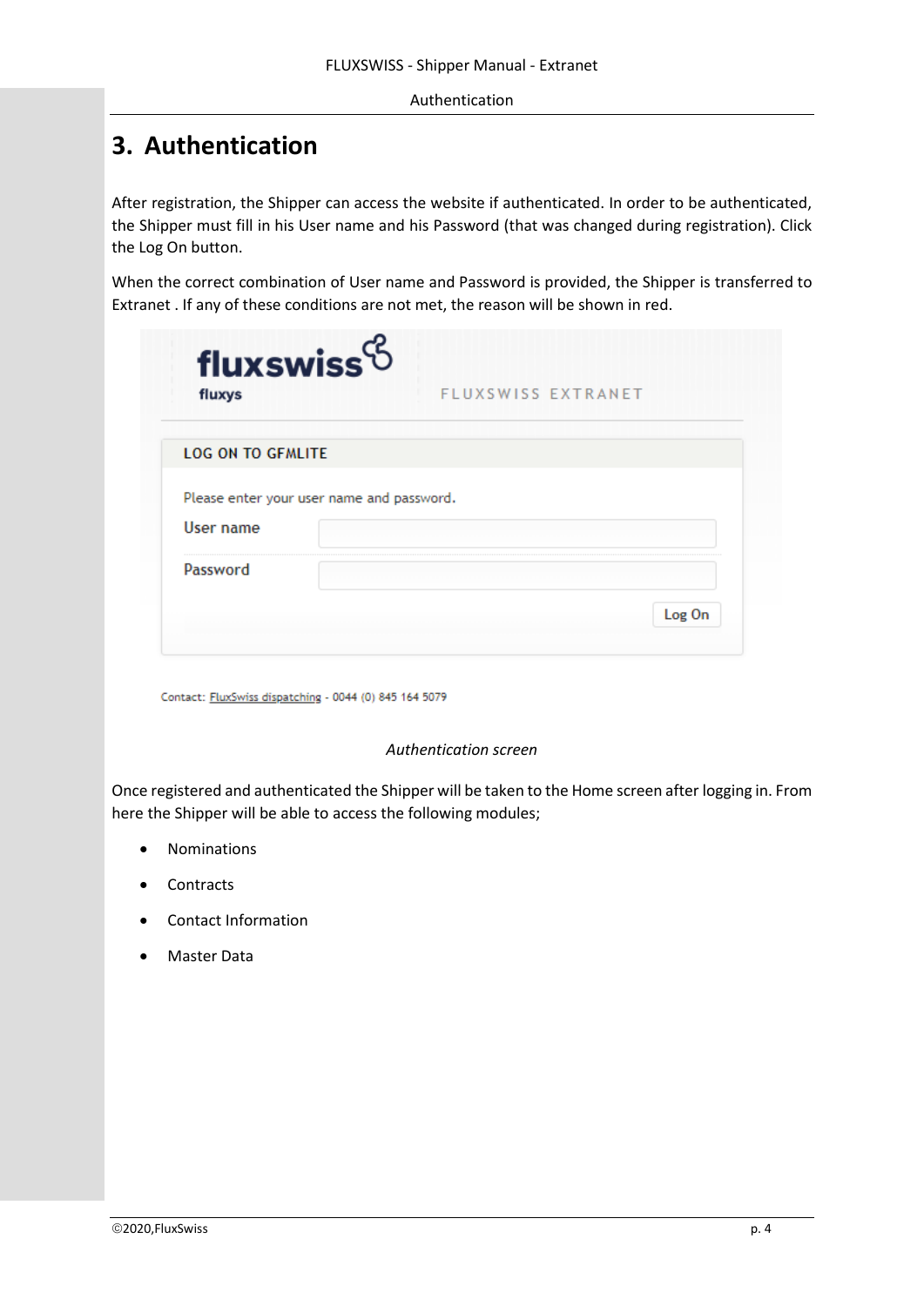# 3. Authentication

After registration, the Shipper can access the website if authenticated. In order to be authenticated, the Shipper must fill in his User name and his Password (that was changed during registration). Click the Log On button.

When the correct combination of User name and Password is provided, the Shipper is transferred to Extranet . If any of these conditions are not met, the reason will be shown in red.

fluxswiss
fluxys

FLUXSWISS EXTRANET

LOG ON TO GFMLITE

Please enter your user name and password.

User name

Password

Log On

Contact: FluxSwiss dispatching - 0044 (0) 845 164 5079

*Authentication screen*

Once registered and authenticated the Shipper will be taken to the Home screen after logging in. From here the Shipper will be able to access the following modules;

- Nominations
- Contracts
- Contact Information
- Master Data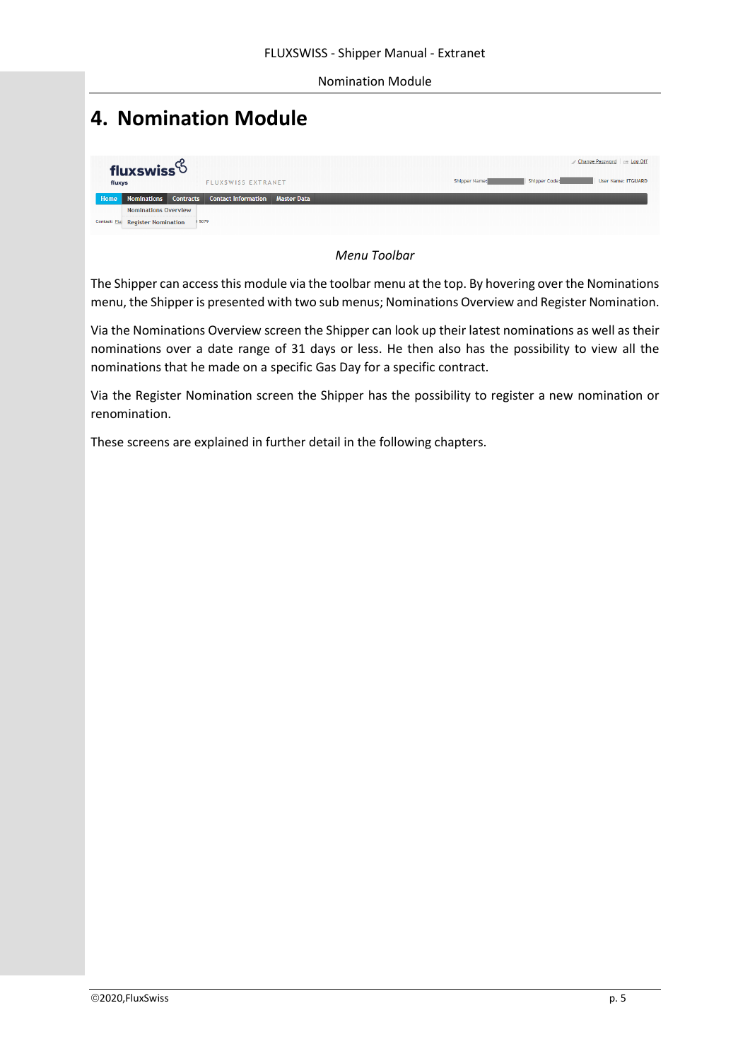# 4. Nomination Module

*Menu Toolbar*

The Shipper can access this module via the toolbar menu at the top. By hovering over the Nominations menu, the Shipper is presented with two sub menus; Nominations Overview and Register Nomination.

Via the Nominations Overview screen the Shipper can look up their latest nominations as well as their nominations over a date range of 31 days or less. He then also has the possibility to view all the nominations that he made on a specific Gas Day for a specific contract.

Via the Register Nomination screen the Shipper has the possibility to register a new nomination or renomination.

These screens are explained in further detail in the following chapters.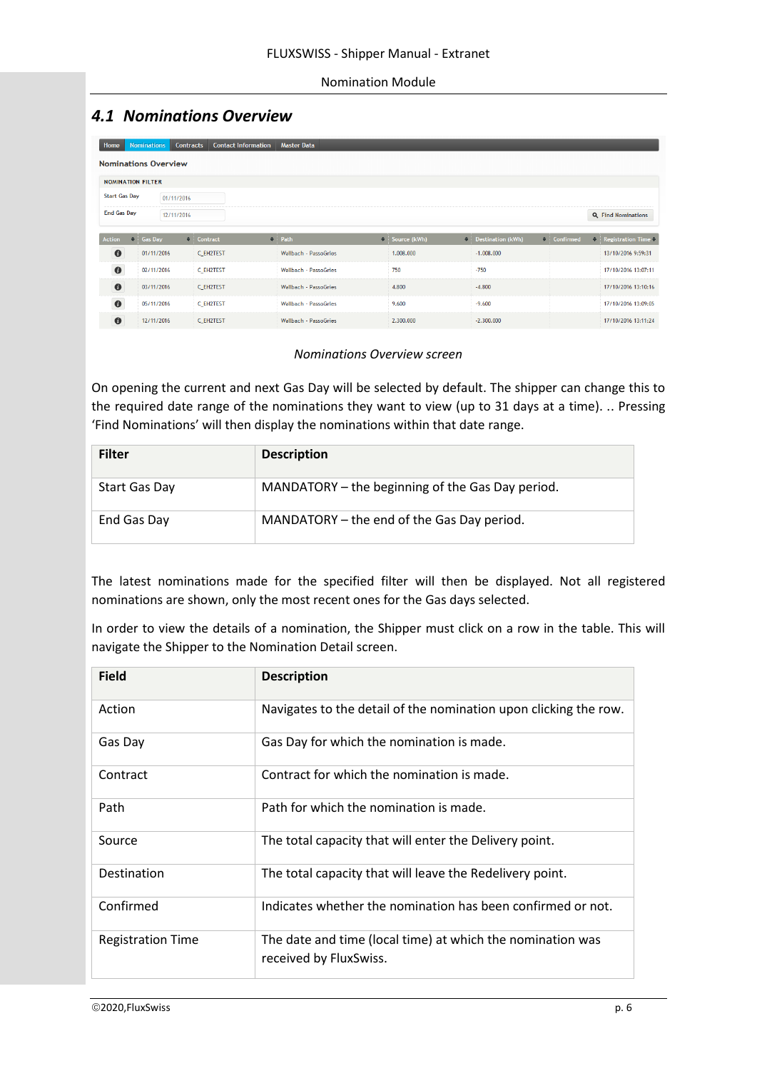## 4.1 Nominations Overview

*Nominations Overview screen*

On opening the current and next Gas Day will be selected by default. The shipper can change this to the required date range of the nominations they want to view (up to 31 days at a time). .. Pressing 'Find Nominations' will then display the nominations within that date range.

| Filter | Description |
|---|---|
| Start Gas Day | MANDATORY – the beginning of the Gas Day period. |
| End Gas Day | MANDATORY – the end of the Gas Day period. |

The latest nominations made for the specified filter will then be displayed. Not all registered nominations are shown, only the most recent ones for the Gas days selected.

In order to view the details of a nomination, the Shipper must click on a row in the table. This will navigate the Shipper to the Nomination Detail screen.

| Field | Description |
|---|---|
| Action | Navigates to the detail of the nomination upon clicking the row. |
| Gas Day | Gas Day for which the nomination is made. |
| Contract | Contract for which the nomination is made. |
| Path | Path for which the nomination is made. |
| Source | The total capacity that will enter the Delivery point. |
| Destination | The total capacity that will leave the Redelivery point. |
| Confirmed | Indicates whether the nomination has been confirmed or not. |
| Registration Time | The date and time (local time) at which the nomination was received by FluxSwiss. |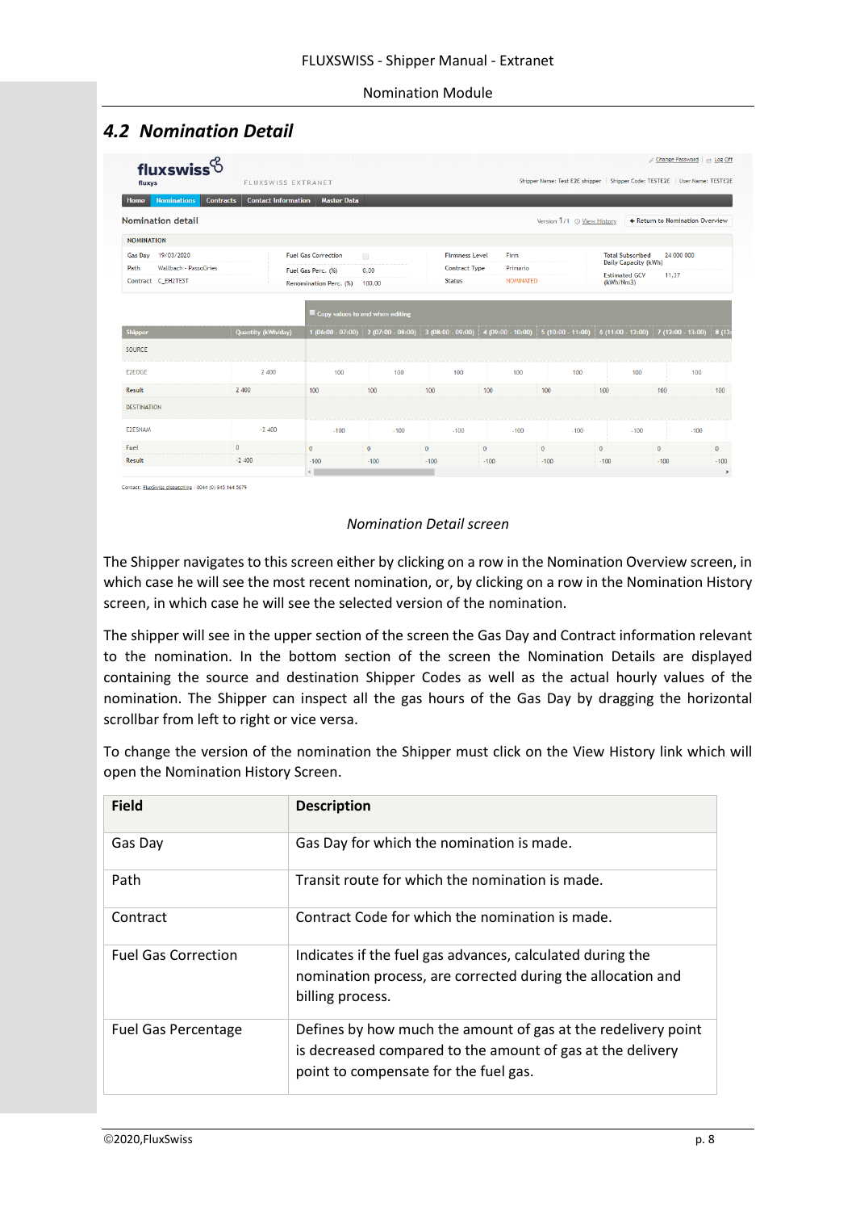## 4.2 Nomination Detail

*Nomination Detail screen*

The Shipper navigates to this screen either by clicking on a row in the Nomination Overview screen, in which case he will see the most recent nomination, or, by clicking on a row in the Nomination History screen, in which case he will see the selected version of the nomination.

The shipper will see in the upper section of the screen the Gas Day and Contract information relevant to the nomination. In the bottom section of the screen the Nomination Details are displayed containing the source and destination Shipper Codes as well as the actual hourly values of the nomination. The Shipper can inspect all the gas hours of the Gas Day by dragging the horizontal scrollbar from left to right or vice versa.

To change the version of the nomination the Shipper must click on the View History link which will open the Nomination History Screen.

| Field | Description |
|---|---|
| Gas Day | Gas Day for which the nomination is made. |
| Path | Transit route for which the nomination is made. |
| Contract | Contract Code for which the nomination is made. |
| Fuel Gas Correction | Indicates if the fuel gas advances, calculated during the nomination process, are corrected during the allocation and billing process. |
| Fuel Gas Percentage | Defines by how much the amount of gas at the redelivery point is decreased compared to the amount of gas at the delivery point to compensate for the fuel gas. |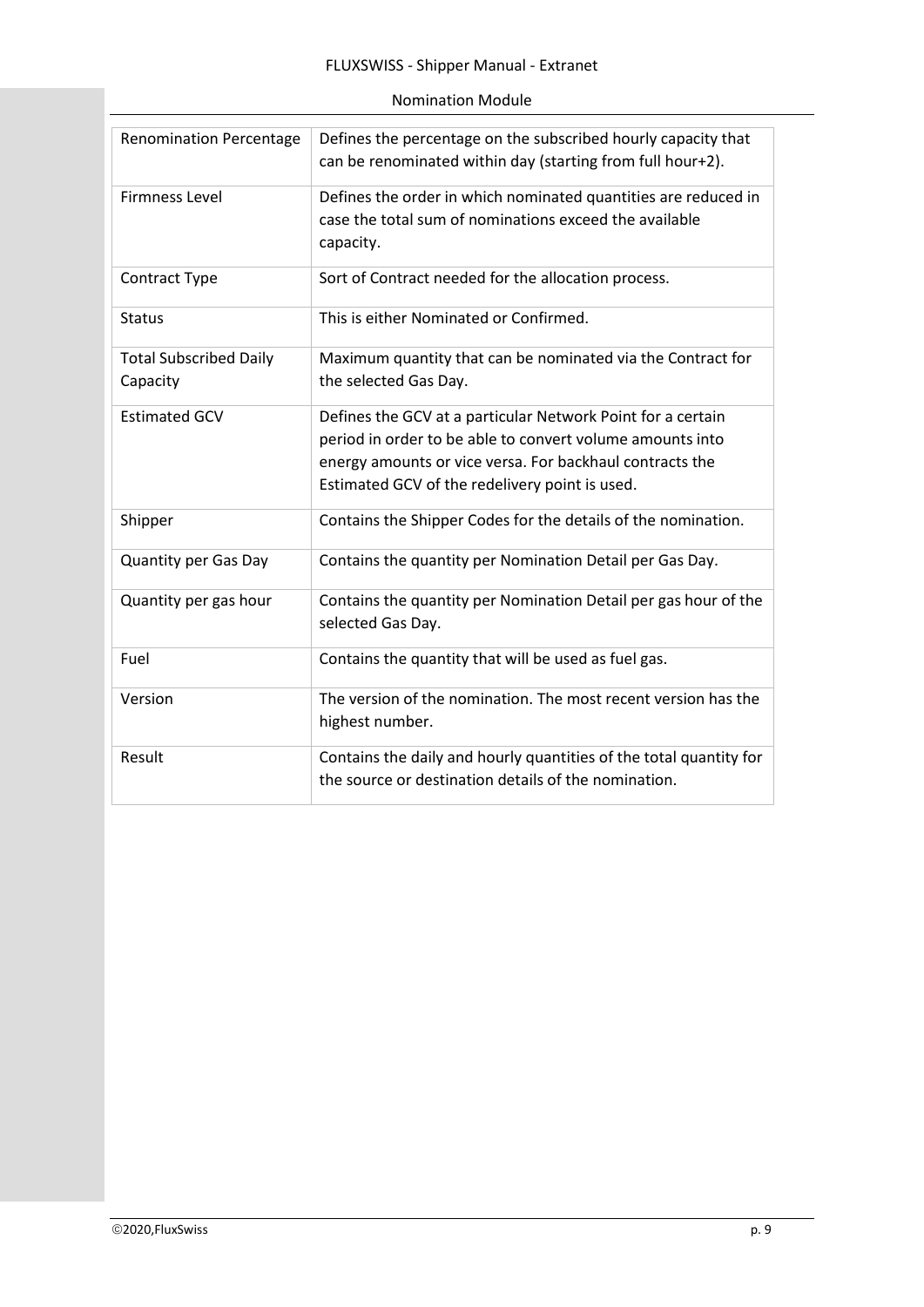| Renomination Percentage | Defines the percentage on the subscribed hourly capacity that can be renominated within day (starting from full hour+2). |
|---|---|
| Firmness Level | Defines the order in which nominated quantities are reduced in case the total sum of nominations exceed the available capacity. |
| Contract Type | Sort of Contract needed for the allocation process. |
| Status | This is either Nominated or Confirmed. |
| Total Subscribed Daily Capacity | Maximum quantity that can be nominated via the Contract for the selected Gas Day. |
| Estimated GCV | Defines the GCV at a particular Network Point for a certain period in order to be able to convert volume amounts into energy amounts or vice versa. For backhaul contracts the Estimated GCV of the redelivery point is used. |
| Shipper | Contains the Shipper Codes for the details of the nomination. |
| Quantity per Gas Day | Contains the quantity per Nomination Detail per Gas Day. |
| Quantity per gas hour | Contains the quantity per Nomination Detail per gas hour of the selected Gas Day. |
| Fuel | Contains the quantity that will be used as fuel gas. |
| Version | The version of the nomination. The most recent version has the highest number. |
| Result | Contains the daily and hourly quantities of the total quantity for the source or destination details of the nomination. |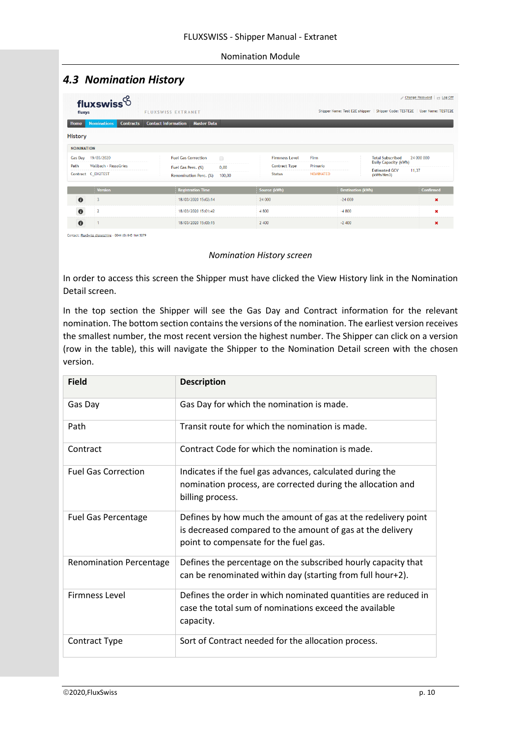## 4.3 Nomination History

*Nomination History screen*

In order to access this screen the Shipper must have clicked the View History link in the Nomination Detail screen.

In the top section the Shipper will see the Gas Day and Contract information for the relevant nomination. The bottom section contains the versions of the nomination. The earliest version receives the smallest number, the most recent version the highest number. The Shipper can click on a version (row in the table), this will navigate the Shipper to the Nomination Detail screen with the chosen version.

| Field | Description |
|---|---|
| Gas Day | Gas Day for which the nomination is made. |
| Path | Transit route for which the nomination is made. |
| Contract | Contract Code for which the nomination is made. |
| Fuel Gas Correction | Indicates if the fuel gas advances, calculated during the nomination process, are corrected during the allocation and billing process. |
| Fuel Gas Percentage | Defines by how much the amount of gas at the redelivery point is decreased compared to the amount of gas at the delivery point to compensate for the fuel gas. |
| Renomination Percentage | Defines the percentage on the subscribed hourly capacity that can be renominated within day (starting from full hour+2). |
| Firmness Level | Defines the order in which nominated quantities are reduced in case the total sum of nominations exceed the available capacity. |
| Contract Type | Sort of Contract needed for the allocation process. |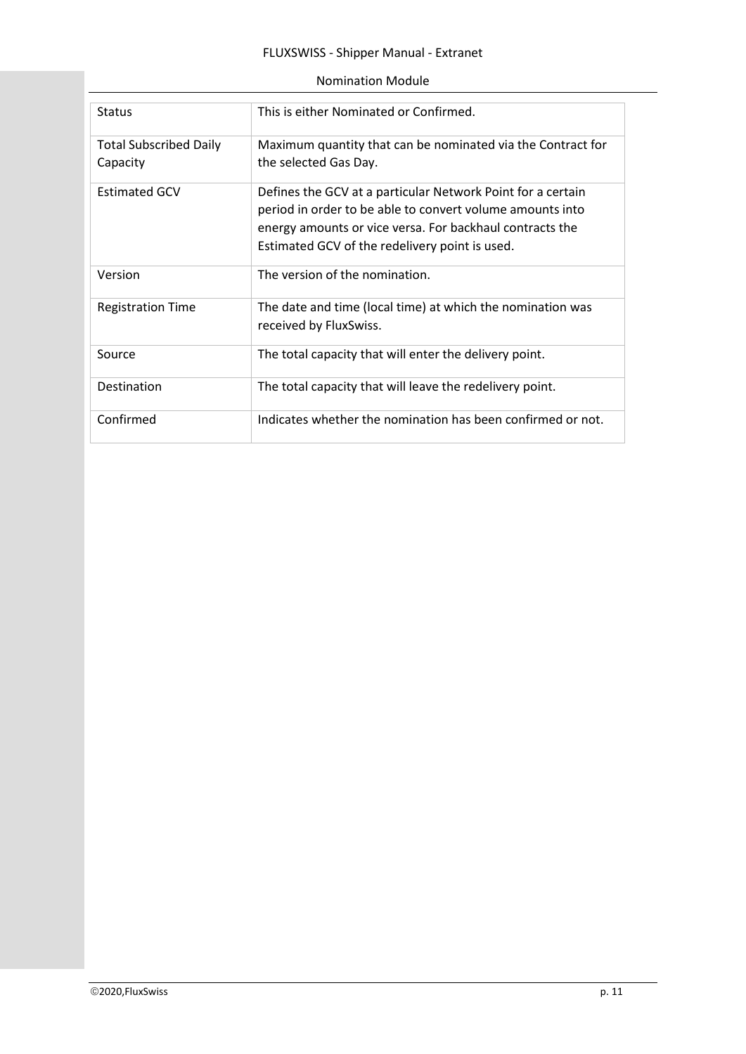| Status | This is either Nominated or Confirmed. |
| --- | --- |
| Total Subscribed Daily Capacity | Maximum quantity that can be nominated via the Contract for the selected Gas Day. |
| Estimated GCV | Defines the GCV at a particular Network Point for a certain period in order to be able to convert volume amounts into energy amounts or vice versa. For backhaul contracts the Estimated GCV of the redelivery point is used. |
| Version | The version of the nomination. |
| Registration Time | The date and time (local time) at which the nomination was received by FluxSwiss. |
| Source | The total capacity that will enter the delivery point. |
| Destination | The total capacity that will leave the redelivery point. |
| Confirmed | Indicates whether the nomination has been confirmed or not. |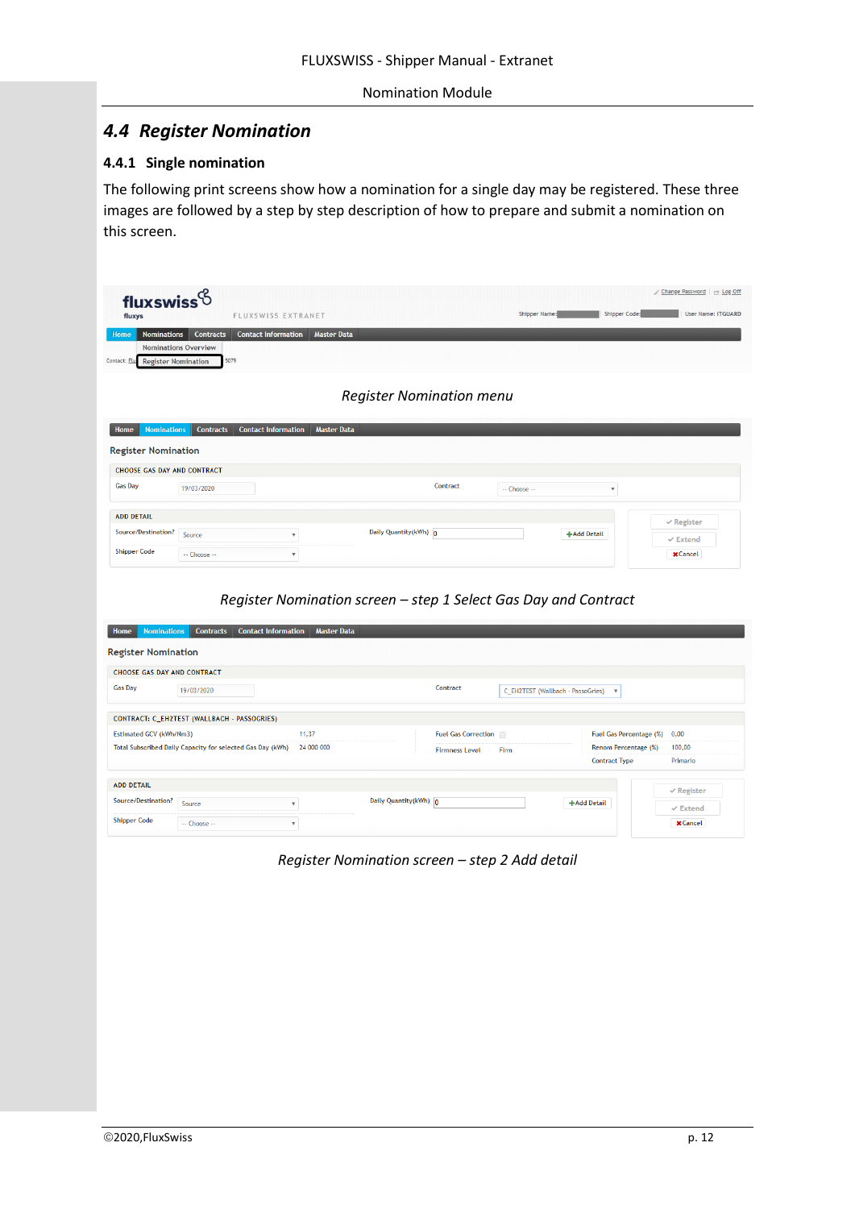## 4.4 *Register Nomination*

### 4.4.1 Single nomination

The following print screens show how a nomination for a single day may be registered. These three images are followed by a step by step description of how to prepare and submit a nomination on this screen.

*Register Nomination menu*

*Register Nomination screen – step 1 Select Gas Day and Contract*

*Register Nomination screen – step 2 Add detail*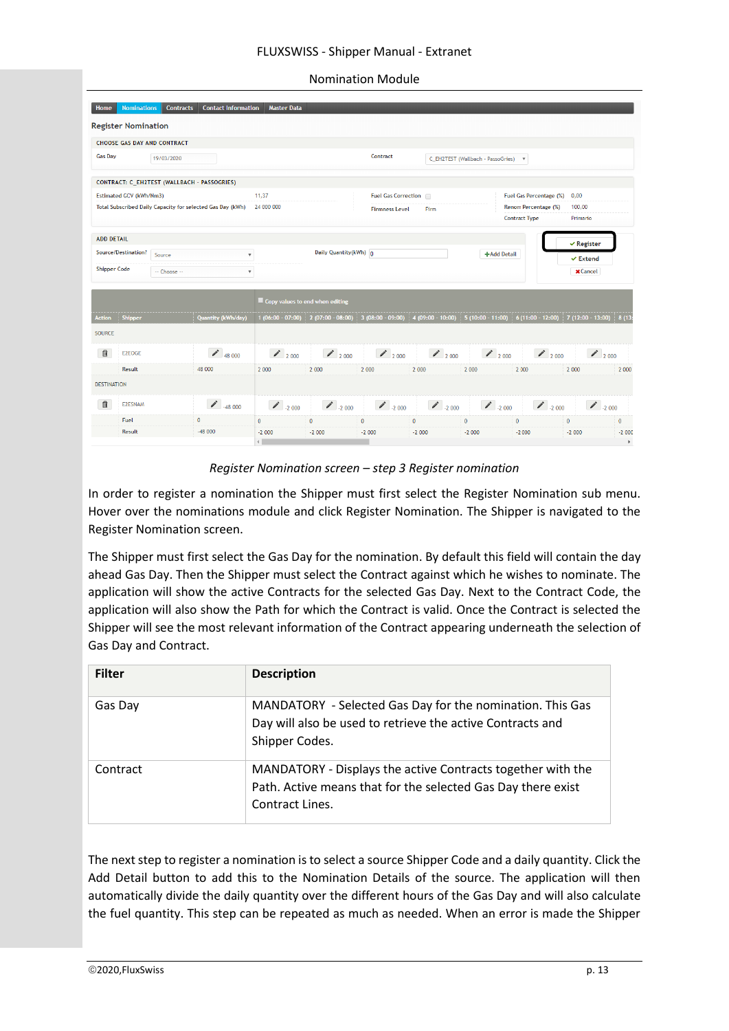## Nomination Module

*Register Nomination screen – step 3 Register nomination*

In order to register a nomination the Shipper must first select the Register Nomination sub menu. Hover over the nominations module and click Register Nomination. The Shipper is navigated to the Register Nomination screen.

The Shipper must first select the Gas Day for the nomination. By default this field will contain the day ahead Gas Day. Then the Shipper must select the Contract against which he wishes to nominate. The application will show the active Contracts for the selected Gas Day. Next to the Contract Code, the application will also show the Path for which the Contract is valid. Once the Contract is selected the Shipper will see the most relevant information of the Contract appearing underneath the selection of Gas Day and Contract.

| Filter | Description |
|---|---|
| Gas Day | MANDATORY - Selected Gas Day for the nomination. This Gas Day will also be used to retrieve the active Contracts and Shipper Codes. |
| Contract | MANDATORY - Displays the active Contracts together with the Path. Active means that for the selected Gas Day there exist Contract Lines. |

The next step to register a nomination is to select a source Shipper Code and a daily quantity. Click the Add Detail button to add this to the Nomination Details of the source. The application will then automatically divide the daily quantity over the different hours of the Gas Day and will also calculate the fuel quantity. This step can be repeated as much as needed. When an error is made the Shipper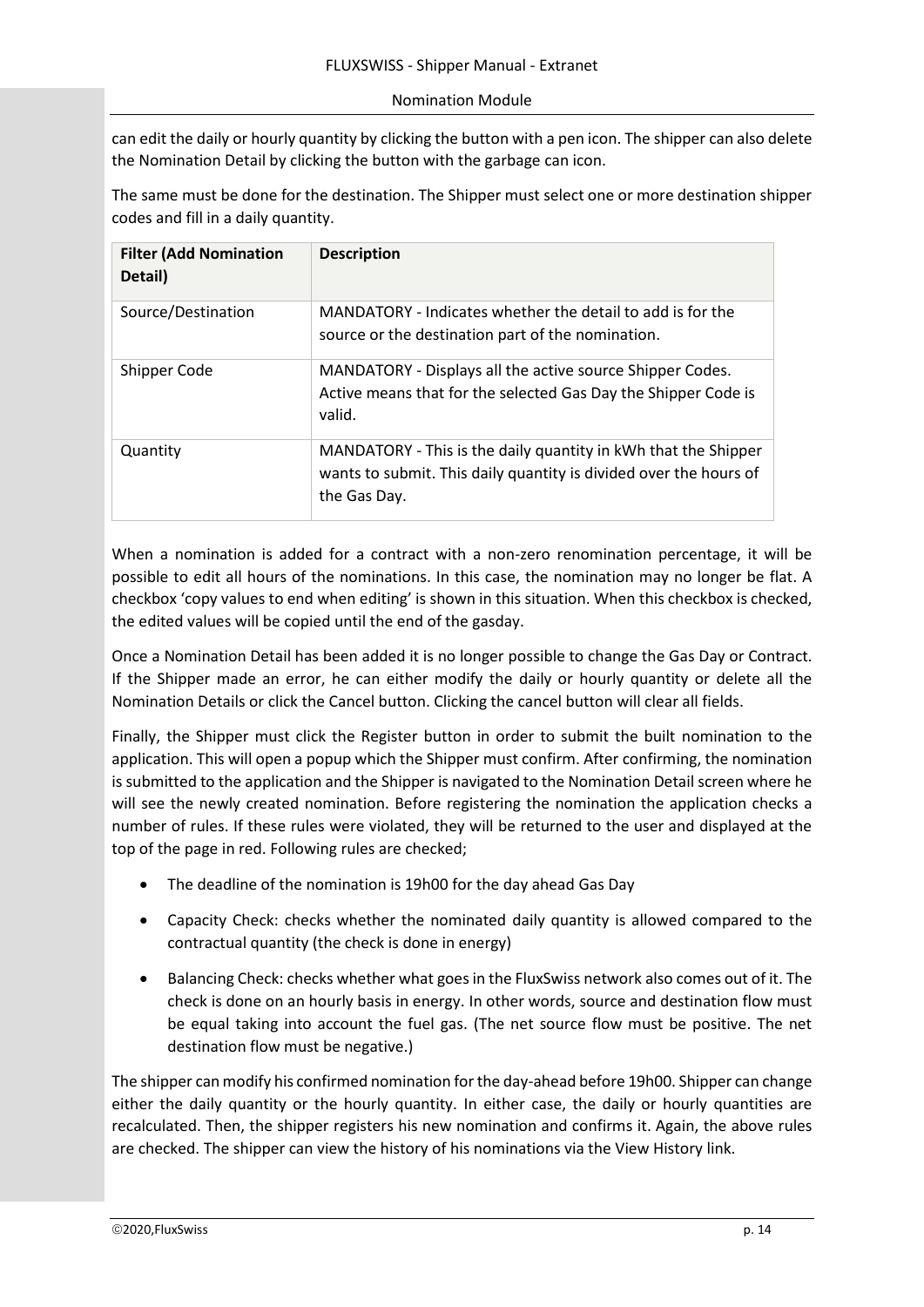can edit the daily or hourly quantity by clicking the button with a pen icon. The shipper can also delete the Nomination Detail by clicking the button with the garbage can icon.

The same must be done for the destination. The Shipper must select one or more destination shipper codes and fill in a daily quantity.

| Filter (Add Nomination Detail) | Description |
|---|---|
| Source/Destination | MANDATORY - Indicates whether the detail to add is for the source or the destination part of the nomination. |
| Shipper Code | MANDATORY - Displays all the active source Shipper Codes. Active means that for the selected Gas Day the Shipper Code is valid. |
| Quantity | MANDATORY - This is the daily quantity in kWh that the Shipper wants to submit. This daily quantity is divided over the hours of the Gas Day. |

When a nomination is added for a contract with a non-zero renomination percentage, it will be possible to edit all hours of the nominations. In this case, the nomination may no longer be flat. A checkbox 'copy values to end when editing' is shown in this situation. When this checkbox is checked, the edited values will be copied until the end of the gasday.

Once a Nomination Detail has been added it is no longer possible to change the Gas Day or Contract. If the Shipper made an error, he can either modify the daily or hourly quantity or delete all the Nomination Details or click the Cancel button. Clicking the cancel button will clear all fields.

Finally, the Shipper must click the Register button in order to submit the built nomination to the application. This will open a popup which the Shipper must confirm. After confirming, the nomination is submitted to the application and the Shipper is navigated to the Nomination Detail screen where he will see the newly created nomination. Before registering the nomination the application checks a number of rules. If these rules were violated, they will be returned to the user and displayed at the top of the page in red. Following rules are checked;

- The deadline of the nomination is 19h00 for the day ahead Gas Day
- Capacity Check: checks whether the nominated daily quantity is allowed compared to the contractual quantity (the check is done in energy)
- Balancing Check: checks whether what goes in the FluxSwiss network also comes out of it. The check is done on an hourly basis in energy. In other words, source and destination flow must be equal taking into account the fuel gas. (The net source flow must be positive. The net destination flow must be negative.)

The shipper can modify his confirmed nomination for the day-ahead before 19h00. Shipper can change either the daily quantity or the hourly quantity. In either case, the daily or hourly quantities are recalculated. Then, the shipper registers his new nomination and confirms it. Again, the above rules are checked. The shipper can view the history of his nominations via the View History link.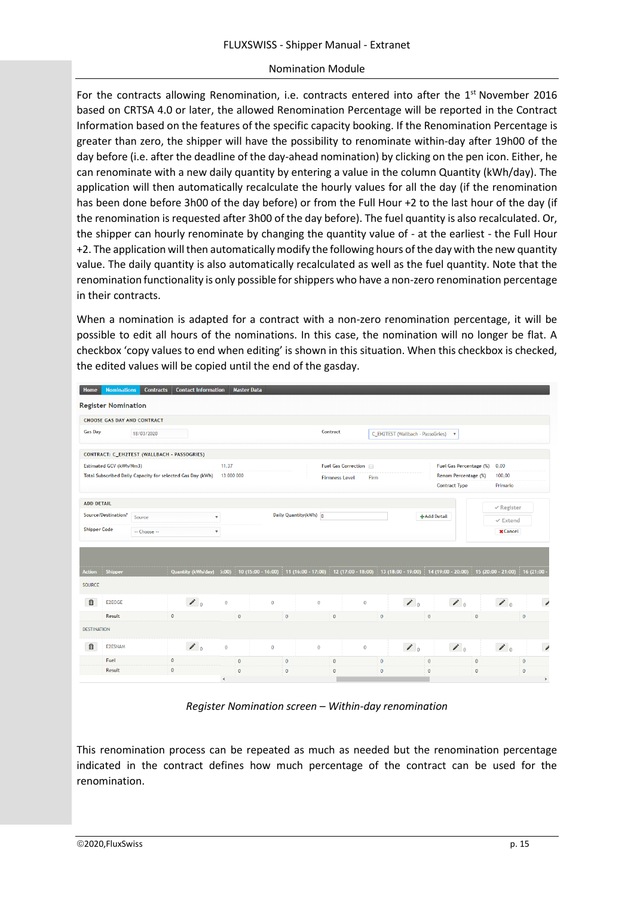For the contracts allowing Renomination, i.e. contracts entered into after the 1st November 2016 based on CRTSA 4.0 or later, the allowed Renomination Percentage will be reported in the Contract Information based on the features of the specific capacity booking. If the Renomination Percentage is greater than zero, the shipper will have the possibility to renominate within-day after 19h00 of the day before (i.e. after the deadline of the day-ahead nomination) by clicking on the pen icon. Either, he can renominate with a new daily quantity by entering a value in the column Quantity (kWh/day). The application will then automatically recalculate the hourly values for all the day (if the renomination has been done before 3h00 of the day before) or from the Full Hour +2 to the last hour of the day (if the renomination is requested after 3h00 of the day before). The fuel quantity is also recalculated. Or, the shipper can hourly renominate by changing the quantity value of - at the earliest - the Full Hour +2. The application will then automatically modify the following hours of the day with the new quantity value. The daily quantity is also automatically recalculated as well as the fuel quantity. Note that the renomination functionality is only possible for shippers who have a non-zero renomination percentage in their contracts.

When a nomination is adapted for a contract with a non-zero renomination percentage, it will be possible to edit all hours of the nominations. In this case, the nomination will no longer be flat. A checkbox 'copy values to end when editing' is shown in this situation. When this checkbox is checked, the edited values will be copied until the end of the gasday.

*Register Nomination screen – Within-day renomination*

This renomination process can be repeated as much as needed but the renomination percentage indicated in the contract defines how much percentage of the contract can be used for the renomination.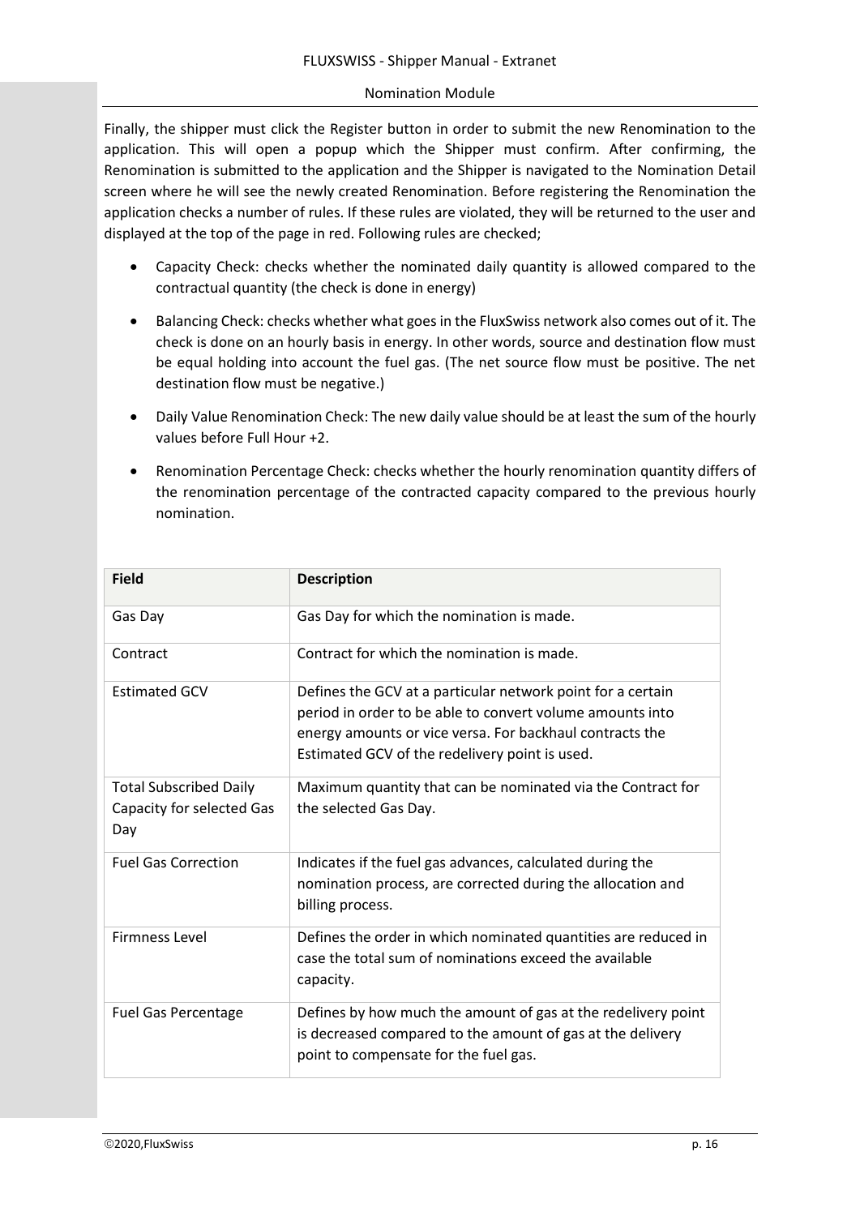Finally, the shipper must click the Register button in order to submit the new Renomination to the application. This will open a popup which the Shipper must confirm. After confirming, the Renomination is submitted to the application and the Shipper is navigated to the Nomination Detail screen where he will see the newly created Renomination. Before registering the Renomination the application checks a number of rules. If these rules are violated, they will be returned to the user and displayed at the top of the page in red. Following rules are checked;

- Capacity Check: checks whether the nominated daily quantity is allowed compared to the contractual quantity (the check is done in energy)
- Balancing Check: checks whether what goes in the FluxSwiss network also comes out of it. The check is done on an hourly basis in energy. In other words, source and destination flow must be equal holding into account the fuel gas. (The net source flow must be positive. The net destination flow must be negative.)
- Daily Value Renomination Check: The new daily value should be at least the sum of the hourly values before Full Hour +2.
- Renomination Percentage Check: checks whether the hourly renomination quantity differs of the renomination percentage of the contracted capacity compared to the previous hourly nomination.

| Field | Description |
| --- | --- |
| Gas Day | Gas Day for which the nomination is made. |
| Contract | Contract for which the nomination is made. |
| Estimated GCV | Defines the GCV at a particular network point for a certain period in order to be able to convert volume amounts into energy amounts or vice versa. For backhaul contracts the Estimated GCV of the redelivery point is used. |
| Total Subscribed Daily Capacity for selected Gas Day | Maximum quantity that can be nominated via the Contract for the selected Gas Day. |
| Fuel Gas Correction | Indicates if the fuel gas advances, calculated during the nomination process, are corrected during the allocation and billing process. |
| Firmness Level | Defines the order in which nominated quantities are reduced in case the total sum of nominations exceed the available capacity. |
| Fuel Gas Percentage | Defines by how much the amount of gas at the redelivery point is decreased compared to the amount of gas at the delivery point to compensate for the fuel gas. |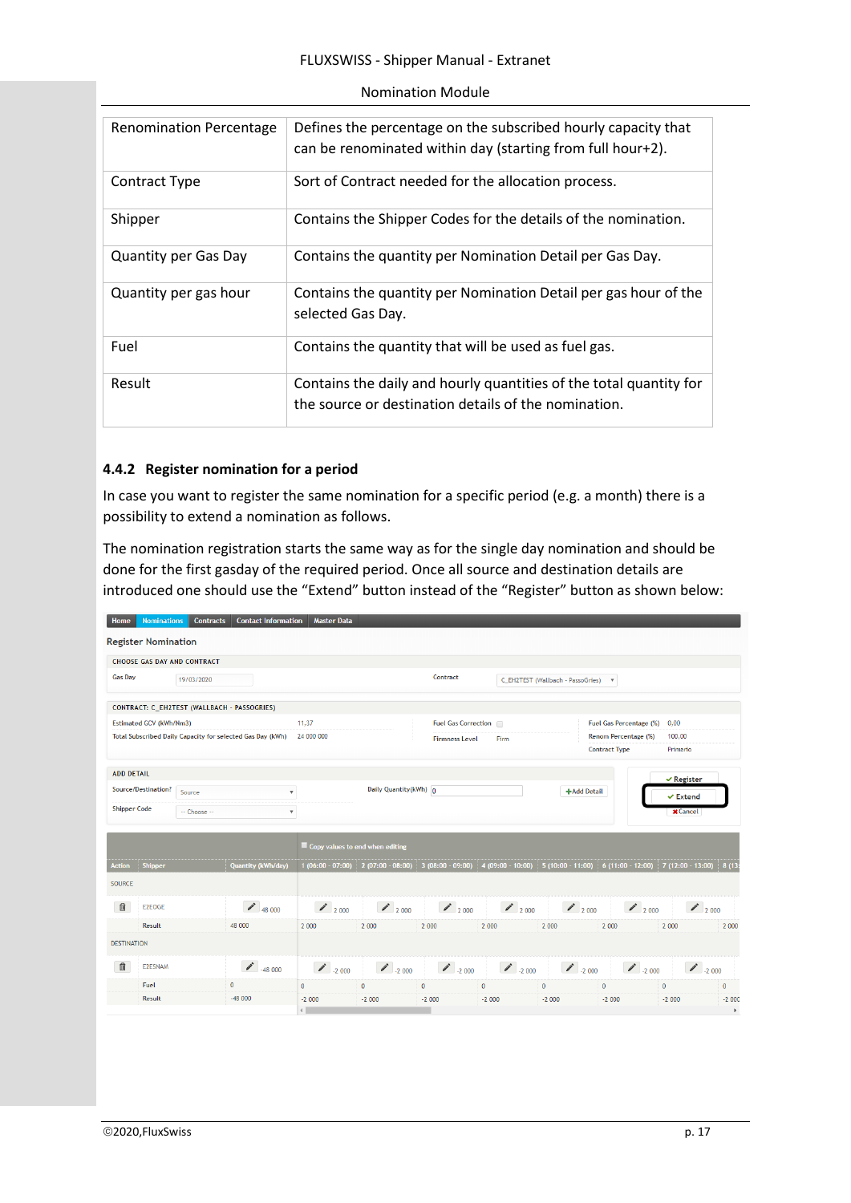| | |
|---|---|
| Renomination Percentage | Defines the percentage on the subscribed hourly capacity that can be renominated within day (starting from full hour+2). |
| Contract Type | Sort of Contract needed for the allocation process. |
| Shipper | Contains the Shipper Codes for the details of the nomination. |
| Quantity per Gas Day | Contains the quantity per Nomination Detail per Gas Day. |
| Quantity per gas hour | Contains the quantity per Nomination Detail per gas hour of the selected Gas Day. |
| Fuel | Contains the quantity that will be used as fuel gas. |
| Result | Contains the daily and hourly quantities of the total quantity for the source or destination details of the nomination. |

### 4.4.2 Register nomination for a period

In case you want to register the same nomination for a specific period (e.g. a month) there is a possibility to extend a nomination as follows.

The nomination registration starts the same way as for the single day nomination and should be done for the first gasday of the required period. Once all source and destination details are introduced one should use the “Extend” button instead of the “Register” button as shown below: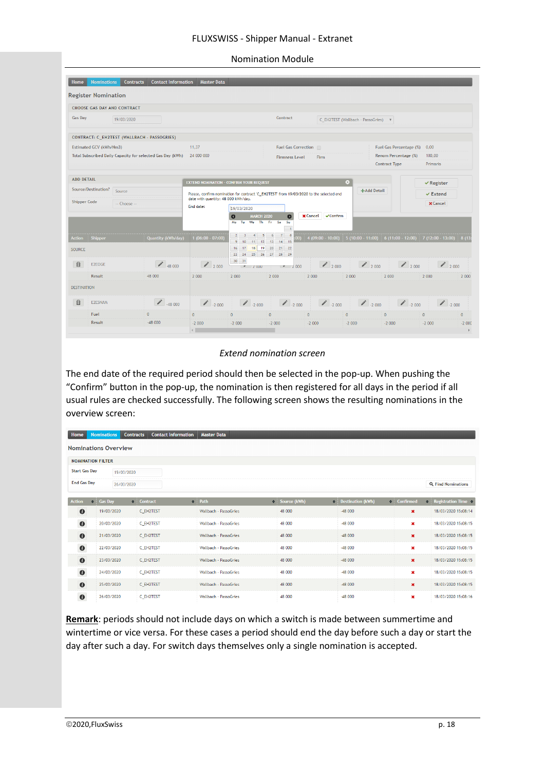*Extend nomination screen*

The end date of the required period should then be selected in the pop-up. When pushing the "Confirm" button in the pop-up, the nomination is then registered for all days in the period if all usual rules are checked successfully. The following screen shows the resulting nominations in the overview screen:

**Remark**: periods should not include days on which a switch is made between summertime and wintertime or vice versa. For these cases a period should end the day before such a day or start the day after such a day. For switch days themselves only a single nomination is accepted.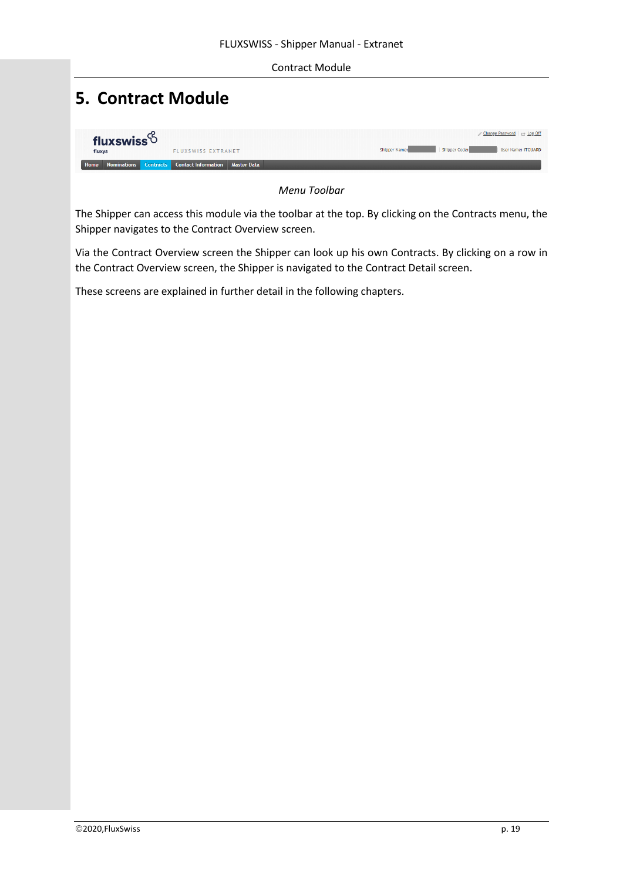# 5. Contract Module

*Menu Toolbar*

The Shipper can access this module via the toolbar at the top. By clicking on the Contracts menu, the Shipper navigates to the Contract Overview screen.

Via the Contract Overview screen the Shipper can look up his own Contracts. By clicking on a row in the Contract Overview screen, the Shipper is navigated to the Contract Detail screen.

These screens are explained in further detail in the following chapters.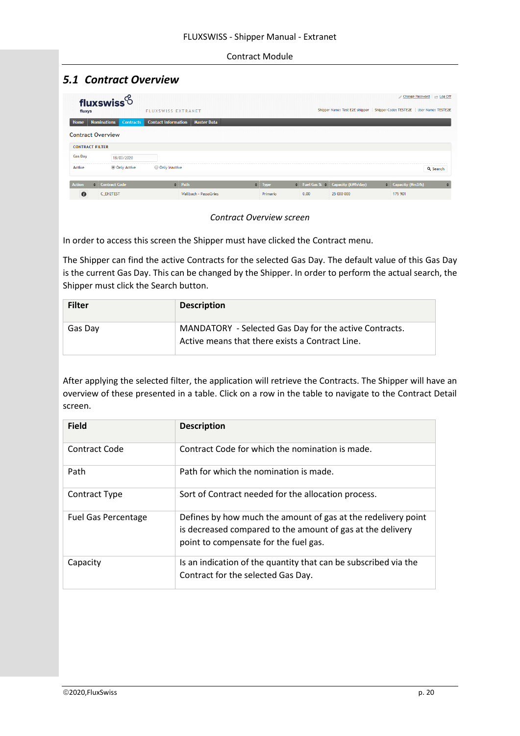## 5.1 Contract Overview

*Contract Overview screen*

In order to access this screen the Shipper must have clicked the Contract menu.

The Shipper can find the active Contracts for the selected Gas Day. The default value of this Gas Day is the current Gas Day. This can be changed by the Shipper. In order to perform the actual search, the Shipper must click the Search button.

| Filter | Description |
|---|---|
| Gas Day | MANDATORY - Selected Gas Day for the active Contracts. Active means that there exists a Contract Line. |

After applying the selected filter, the application will retrieve the Contracts. The Shipper will have an overview of these presented in a table. Click on a row in the table to navigate to the Contract Detail screen.

| Field | Description |
|---|---|
| Contract Code | Contract Code for which the nomination is made. |
| Path | Path for which the nomination is made. |
| Contract Type | Sort of Contract needed for the allocation process. |
| Fuel Gas Percentage | Defines by how much the amount of gas at the redelivery point is decreased compared to the amount of gas at the delivery point to compensate for the fuel gas. |
| Capacity | Is an indication of the quantity that can be subscribed via the Contract for the selected Gas Day. |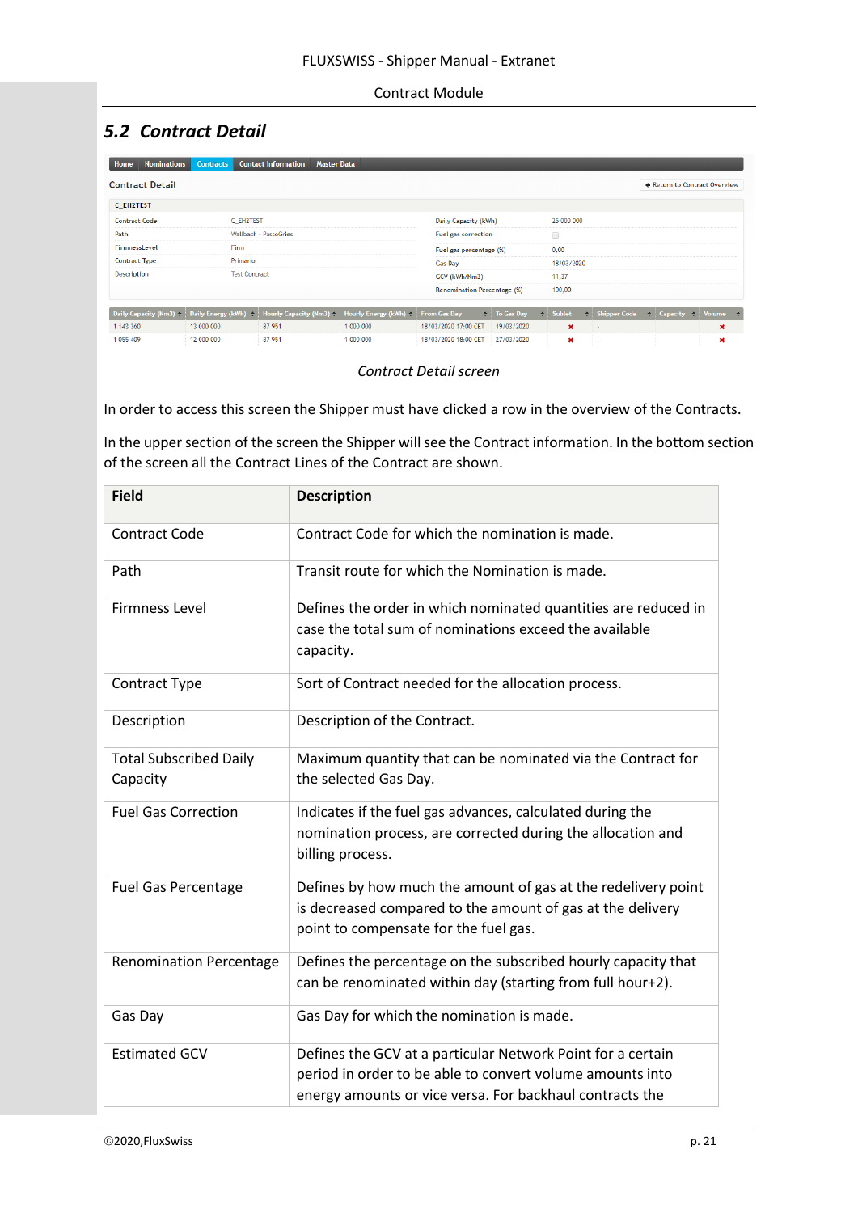## 5.2 Contract Detail

*Contract Detail screen*

In order to access this screen the Shipper must have clicked a row in the overview of the Contracts.

In the upper section of the screen the Shipper will see the Contract information. In the bottom section of the screen all the Contract Lines of the Contract are shown.

| Field | Description |
|---|---|
| Contract Code | Contract Code for which the nomination is made. |
| Path | Transit route for which the Nomination is made. |
| Firmness Level | Defines the order in which nominated quantities are reduced in case the total sum of nominations exceed the available capacity. |
| Contract Type | Sort of Contract needed for the allocation process. |
| Description | Description of the Contract. |
| Total Subscribed Daily Capacity | Maximum quantity that can be nominated via the Contract for the selected Gas Day. |
| Fuel Gas Correction | Indicates if the fuel gas advances, calculated during the nomination process, are corrected during the allocation and billing process. |
| Fuel Gas Percentage | Defines by how much the amount of gas at the redelivery point is decreased compared to the amount of gas at the delivery point to compensate for the fuel gas. |
| Renomination Percentage | Defines the percentage on the subscribed hourly capacity that can be renominated within day (starting from full hour+2). |
| Gas Day | Gas Day for which the nomination is made. |
| Estimated GCV | Defines the GCV at a particular Network Point for a certain period in order to be able to convert volume amounts into energy amounts or vice versa. For backhaul contracts the |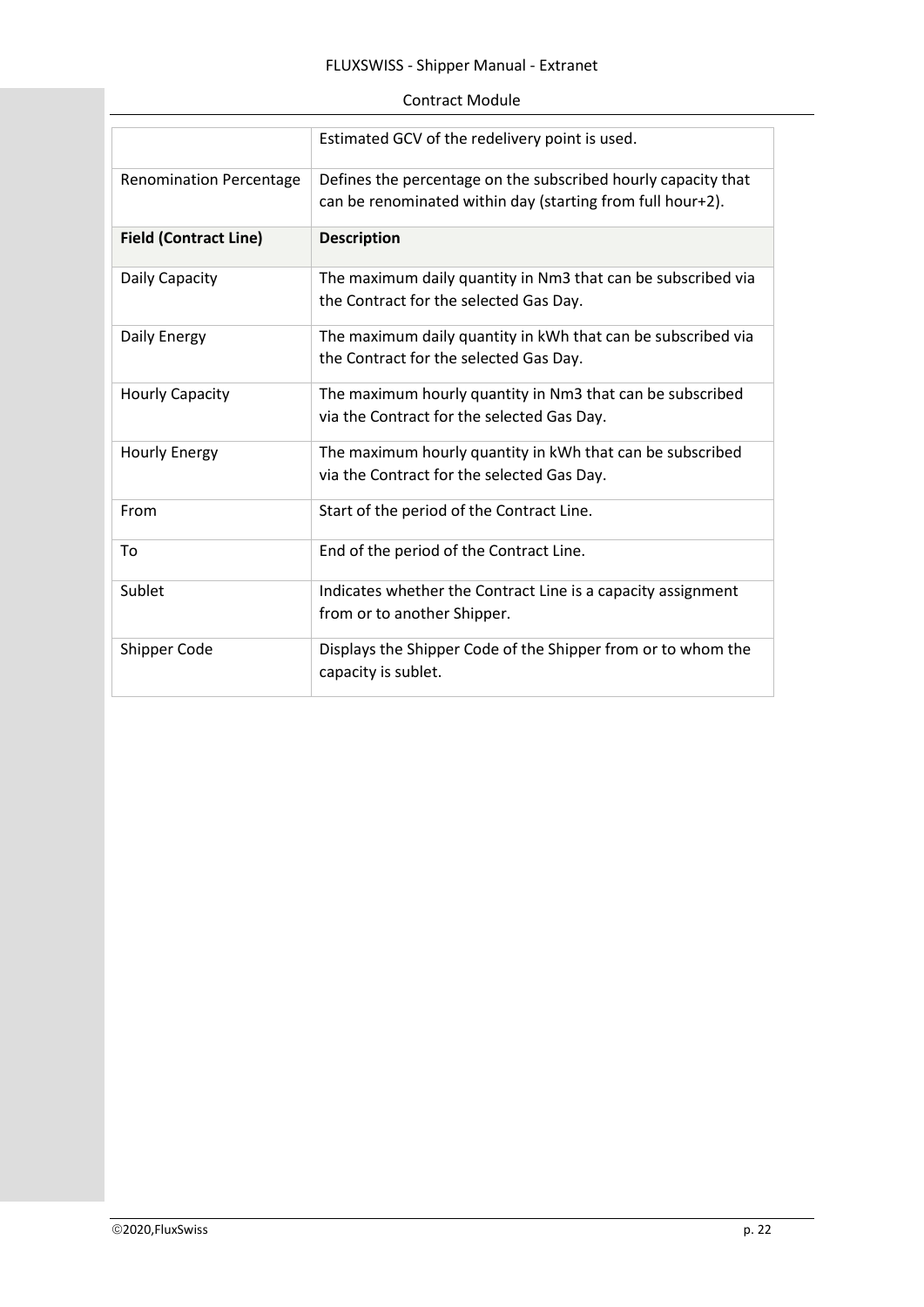| | |
|---|---|
| | Estimated GCV of the redelivery point is used. |
| Renomination Percentage | Defines the percentage on the subscribed hourly capacity that can be renominated within day (starting from full hour+2). |
| **Field (Contract Line)** | **Description** |
| Daily Capacity | The maximum daily quantity in Nm3 that can be subscribed via the Contract for the selected Gas Day. |
| Daily Energy | The maximum daily quantity in kWh that can be subscribed via the Contract for the selected Gas Day. |
| Hourly Capacity | The maximum hourly quantity in Nm3 that can be subscribed via the Contract for the selected Gas Day. |
| Hourly Energy | The maximum hourly quantity in kWh that can be subscribed via the Contract for the selected Gas Day. |
| From | Start of the period of the Contract Line. |
| To | End of the period of the Contract Line. |
| Sublet | Indicates whether the Contract Line is a capacity assignment from or to another Shipper. |
| Shipper Code | Displays the Shipper Code of the Shipper from or to whom the capacity is sublet. |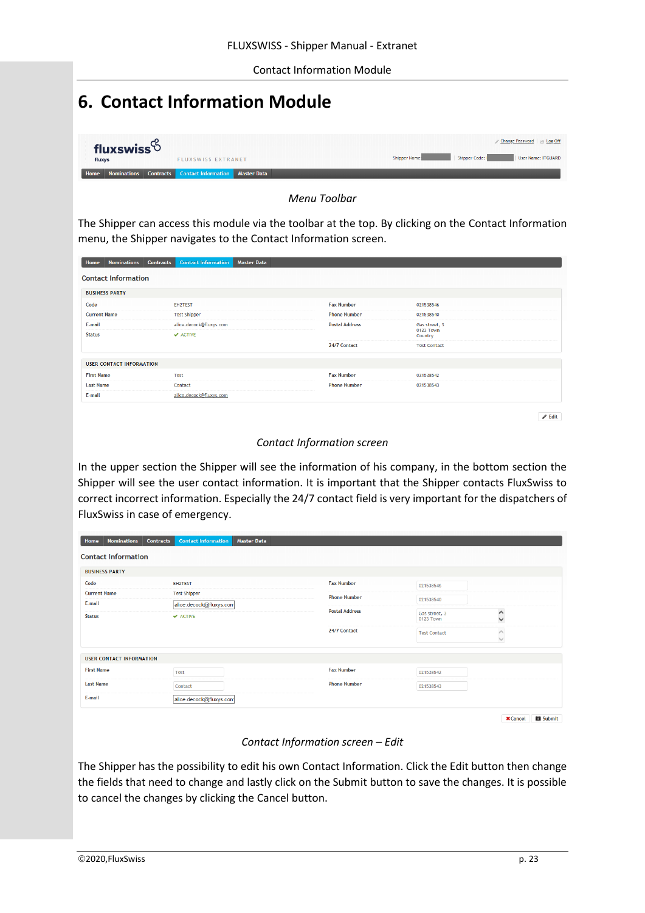# 6. Contact Information Module

*Menu Toolbar*

The Shipper can access this module via the toolbar at the top. By clicking on the Contact Information menu, the Shipper navigates to the Contact Information screen.

*Contact Information screen*

In the upper section the Shipper will see the information of his company, in the bottom section the Shipper will see the user contact information. It is important that the Shipper contacts FluxSwiss to correct incorrect information. Especially the 24/7 contact field is very important for the dispatchers of FluxSwiss in case of emergency.

*Contact Information screen – Edit*

The Shipper has the possibility to edit his own Contact Information. Click the Edit button then change the fields that need to change and lastly click on the Submit button to save the changes. It is possible to cancel the changes by clicking the Cancel button.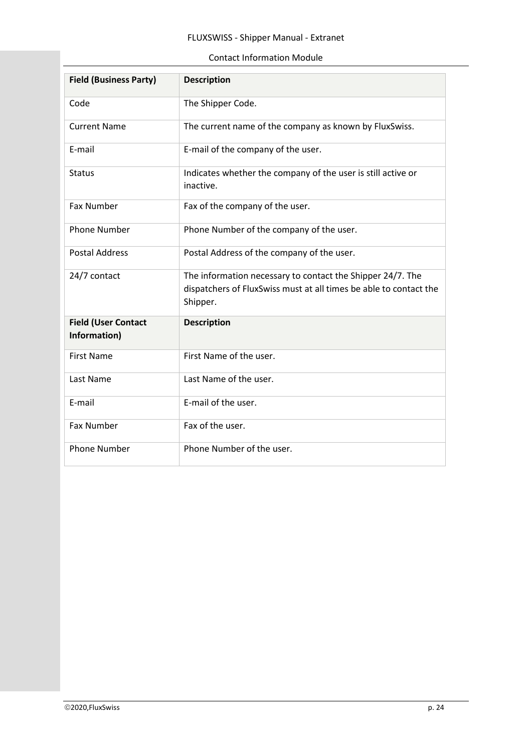| Field (Business Party) | Description |
|---|---|
| Code | The Shipper Code. |
| Current Name | The current name of the company as known by FluxSwiss. |
| E-mail | E-mail of the company of the user. |
| Status | Indicates whether the company of the user is still active or inactive. |
| Fax Number | Fax of the company of the user. |
| Phone Number | Phone Number of the company of the user. |
| Postal Address | Postal Address of the company of the user. |
| 24/7 contact | The information necessary to contact the Shipper 24/7. The dispatchers of FluxSwiss must at all times be able to contact the Shipper. |
| **Field (User Contact Information)** | **Description** |
| First Name | First Name of the user. |
| Last Name | Last Name of the user. |
| E-mail | E-mail of the user. |
| Fax Number | Fax of the user. |
| Phone Number | Phone Number of the user. |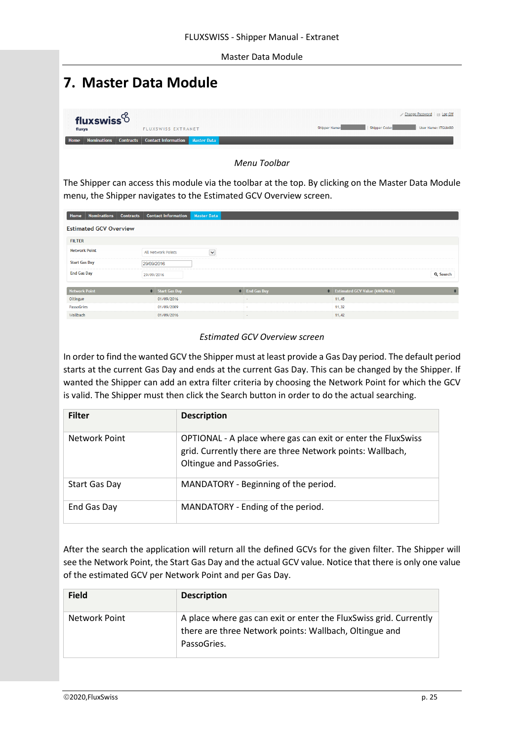# 7. Master Data Module

*Menu Toolbar*

The Shipper can access this module via the toolbar at the top. By clicking on the Master Data Module menu, the Shipper navigates to the Estimated GCV Overview screen.

*Estimated GCV Overview screen*

In order to find the wanted GCV the Shipper must at least provide a Gas Day period. The default period starts at the current Gas Day and ends at the current Gas Day. This can be changed by the Shipper. If wanted the Shipper can add an extra filter criteria by choosing the Network Point for which the GCV is valid. The Shipper must then click the Search button in order to do the actual searching.

| Filter | Description |
|---|---|
| Network Point | OPTIONAL - A place where gas can exit or enter the FluxSwiss grid. Currently there are three Network points: Wallbach, Oltingue and PassoGries. |
| Start Gas Day | MANDATORY - Beginning of the period. |
| End Gas Day | MANDATORY - Ending of the period. |

After the search the application will return all the defined GCVs for the given filter. The Shipper will see the Network Point, the Start Gas Day and the actual GCV value. Notice that there is only one value of the estimated GCV per Network Point and per Gas Day.

| Field | Description |
|---|---|
| Network Point | A place where gas can exit or enter the FluxSwiss grid. Currently there are three Network points: Wallbach, Oltingue and PassoGries. |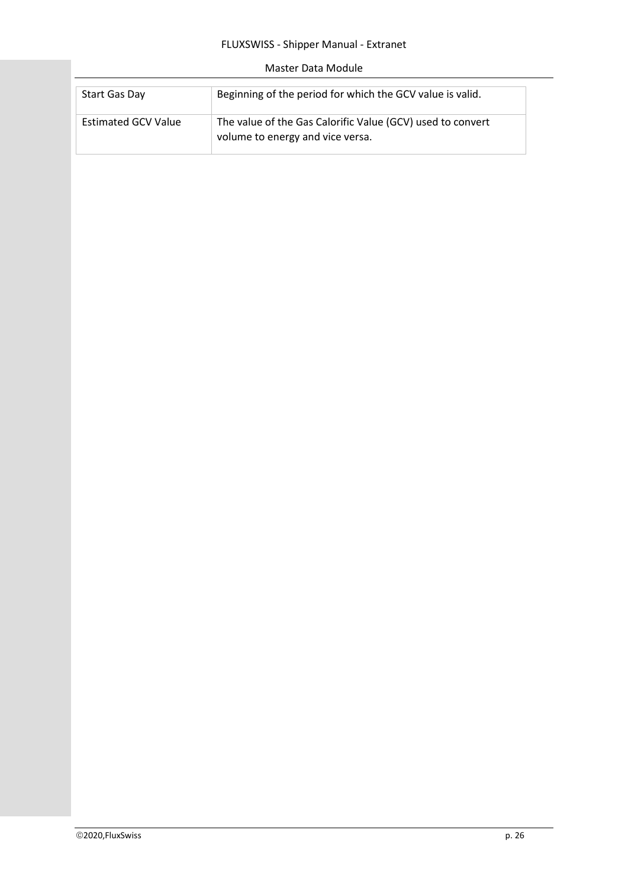| Start Gas Day | Beginning of the period for which the GCV value is valid. |
| --- | --- |
| Estimated GCV Value | The value of the Gas Calorific Value (GCV) used to convert volume to energy and vice versa. |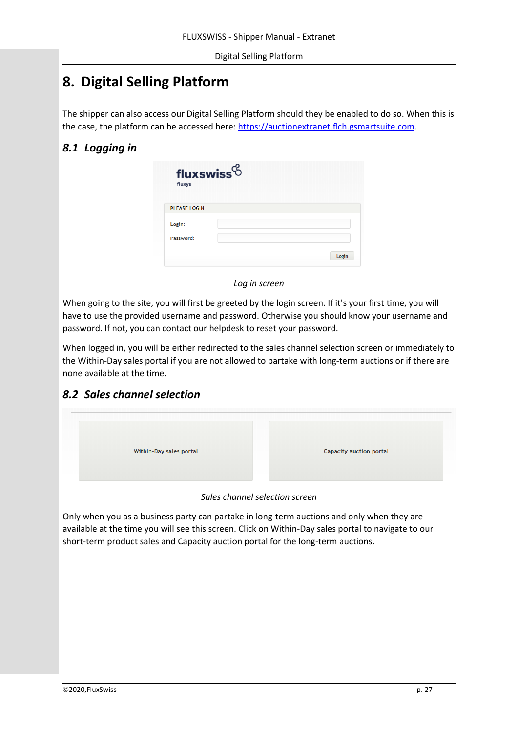# 8. Digital Selling Platform

The shipper can also access our Digital Selling Platform should they be enabled to do so. When this is the case, the platform can be accessed here: https://auctionextranet.flch.gsmartsuite.com.

## *8.1 Logging in*

*Log in screen*

When going to the site, you will first be greeted by the login screen. If it's your first time, you will have to use the provided username and password. Otherwise you should know your username and password. If not, you can contact our helpdesk to reset your password.

When logged in, you will be either redirected to the sales channel selection screen or immediately to the Within-Day sales portal if you are not allowed to partake with long-term auctions or if there are none available at the time.

## *8.2 Sales channel selection*

*Sales channel selection screen*

Only when you as a business party can partake in long-term auctions and only when they are available at the time you will see this screen. Click on Within-Day sales portal to navigate to our short-term product sales and Capacity auction portal for the long-term auctions.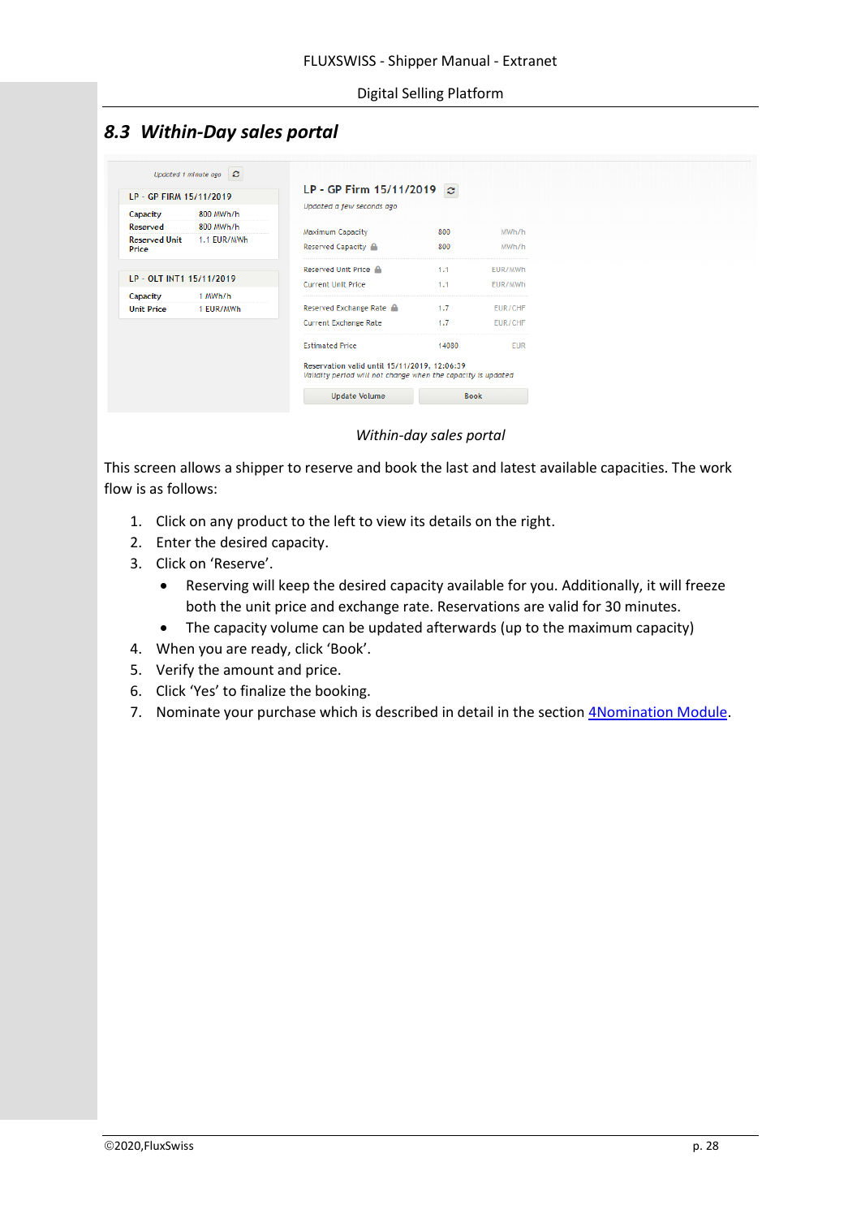## 8.3 Within-Day sales portal

*Within-day sales portal*

This screen allows a shipper to reserve and book the last and latest available capacities. The work flow is as follows:

1. Click on any product to the left to view its details on the right.
2. Enter the desired capacity.
3. Click on 'Reserve'.
   - Reserving will keep the desired capacity available for you. Additionally, it will freeze both the unit price and exchange rate. Reservations are valid for 30 minutes.
   - The capacity volume can be updated afterwards (up to the maximum capacity)
4. When you are ready, click 'Book'.
5. Verify the amount and price.
6. Click 'Yes' to finalize the booking.
7. Nominate your purchase which is described in detail in the section 4Nomination Module.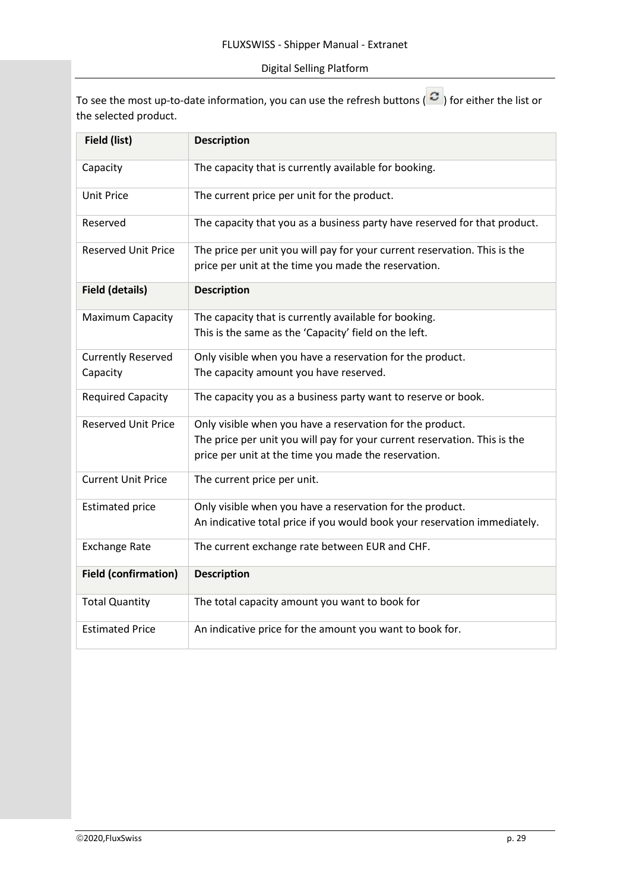To see the most up-to-date information, you can use the refresh buttons ( ) for either the list or the selected product.

| Field (list) | Description |
|---|---|
| Capacity | The capacity that is currently available for booking. |
| Unit Price | The current price per unit for the product. |
| Reserved | The capacity that you as a business party have reserved for that product. |
| Reserved Unit Price | The price per unit you will pay for your current reservation. This is the price per unit at the time you made the reservation. |
| **Field (details)** | **Description** |
| Maximum Capacity | The capacity that is currently available for booking. This is the same as the 'Capacity' field on the left. |
| Currently Reserved Capacity | Only visible when you have a reservation for the product. The capacity amount you have reserved. |
| Required Capacity | The capacity you as a business party want to reserve or book. |
| Reserved Unit Price | Only visible when you have a reservation for the product. The price per unit you will pay for your current reservation. This is the price per unit at the time you made the reservation. |
| Current Unit Price | The current price per unit. |
| Estimated price | Only visible when you have a reservation for the product. An indicative total price if you would book your reservation immediately. |
| Exchange Rate | The current exchange rate between EUR and CHF. |
| **Field (confirmation)** | **Description** |
| Total Quantity | The total capacity amount you want to book for |
| Estimated Price | An indicative price for the amount you want to book for. |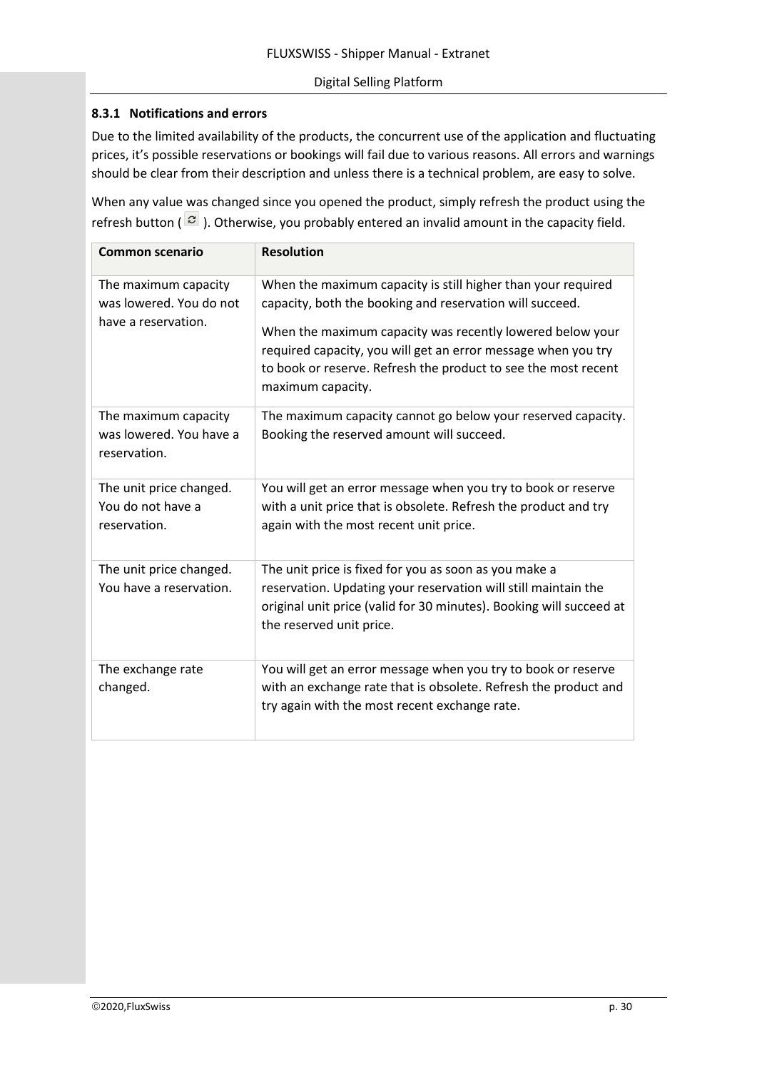### 8.3.1 Notifications and errors

Due to the limited availability of the products, the concurrent use of the application and fluctuating prices, it's possible reservations or bookings will fail due to various reasons. All errors and warnings should be clear from their description and unless there is a technical problem, are easy to solve.

When any value was changed since you opened the product, simply refresh the product using the refresh button ( ⟳ ). Otherwise, you probably entered an invalid amount in the capacity field.

| Common scenario | Resolution |
|---|---|
| The maximum capacity was lowered. You do not have a reservation. | When the maximum capacity is still higher than your required capacity, both the booking and reservation will succeed.<br><br>When the maximum capacity was recently lowered below your required capacity, you will get an error message when you try to book or reserve. Refresh the product to see the most recent maximum capacity. |
| The maximum capacity was lowered. You have a reservation. | The maximum capacity cannot go below your reserved capacity. Booking the reserved amount will succeed. |
| The unit price changed. You do not have a reservation. | You will get an error message when you try to book or reserve with a unit price that is obsolete. Refresh the product and try again with the most recent unit price. |
| The unit price changed. You have a reservation. | The unit price is fixed for you as soon as you make a reservation. Updating your reservation will still maintain the original unit price (valid for 30 minutes). Booking will succeed at the reserved unit price. |
| The exchange rate changed. | You will get an error message when you try to book or reserve with an exchange rate that is obsolete. Refresh the product and try again with the most recent exchange rate. |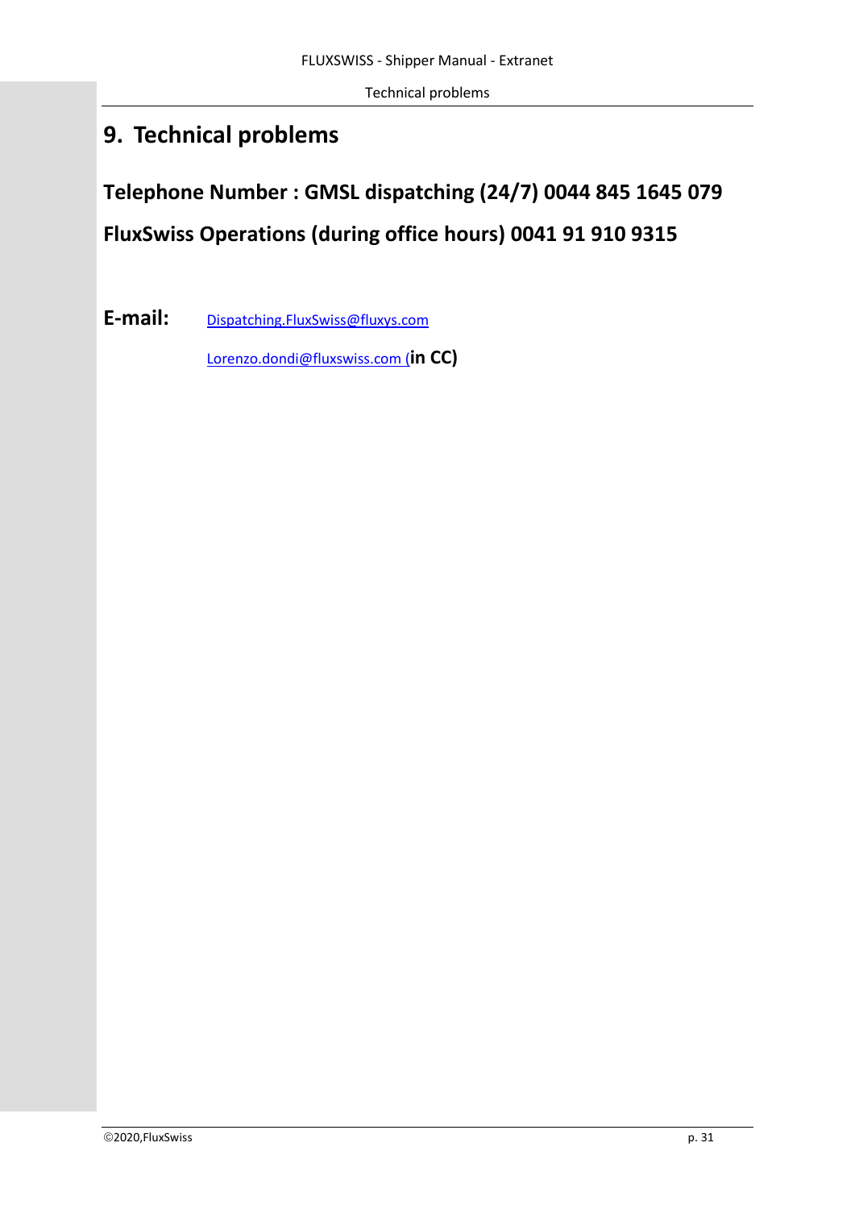# 9. Technical problems

**Telephone Number : GMSL dispatching (24/7) 0044 845 1645 079**

**FluxSwiss Operations (during office hours) 0041 91 910 9315**

**E-mail:** Dispatching.FluxSwiss@fluxys.com

Lorenzo.dondi@fluxswiss.com (**in CC)**